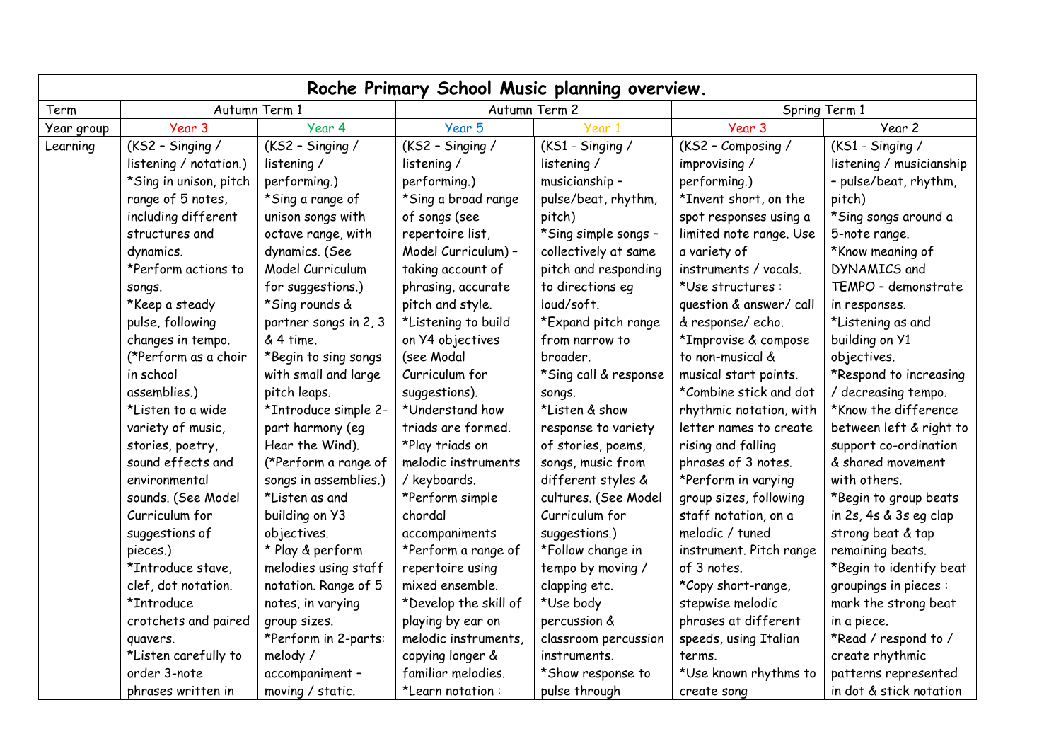| Roche Primary School Music planning overview. | | | | | | |
|---|---|---|---|---|---|---|
| Term | Autumn Term 1 | | Autumn Term 2 | | Spring Term 1 | |
| Year group | Year 3 | Year 4 | Year 5 | Year 1 | Year 3 | Year 2 |
| Learning | (KS2 – Singing / listening / notation.)<br>*Sing in unison, pitch range of 5 notes, including different structures and dynamics.<br>*Perform actions to songs.<br>*Keep a steady pulse, following changes in tempo. (*Perform as a choir in school assemblies.)<br>*Listen to a wide variety of music, stories, poetry, sound effects and environmental sounds. (See Model Curriculum for suggestions of pieces.)<br>*Introduce stave, clef, dot notation.<br>*Introduce crotchets and paired quavers.<br>*Listen carefully to order 3-note phrases written in | (KS2 – Singing / listening / performing.)<br>*Sing a range of unison songs with octave range, with dynamics. (See Model Curriculum for suggestions.)<br>*Sing rounds & partner songs in 2, 3 & 4 time.<br>*Begin to sing songs with small and large pitch leaps.<br>*Introduce simple 2-part harmony (eg Hear the Wind).<br>(*Perform a range of songs in assemblies.)<br>*Listen as and building on Y3 objectives.<br>* Play & perform melodies using staff notation. Range of 5 notes, in varying group sizes.<br>*Perform in 2-parts: melody / accompaniment – moving / static. | (KS2 – Singing / listening / performing.)<br>*Sing a broad range of songs (see repertoire list, Model Curriculum) – taking account of phrasing, accurate pitch and style.<br>*Listening to build on Y4 objectives (see Modal Curriculum for suggestions).<br>*Understand how triads are formed.<br>*Play triads on melodic instruments / keyboards.<br>*Perform simple chordal accompaniments<br>*Perform a range of repertoire using mixed ensemble.<br>*Develop the skill of playing by ear on melodic instruments, copying longer & familiar melodies.<br>*Learn notation : | (KS1 - Singing / listening / musicianship – pulse/beat, rhythm, pitch)<br>*Sing simple songs – collectively at same pitch and responding to directions eg loud/soft.<br>*Expand pitch range from narrow to broader.<br>*Sing call & response songs.<br>*Listen & show response to variety of stories, poems, songs, music from different styles & cultures. (See Model Curriculum for suggestions.)<br>*Follow change in tempo by moving / clapping etc.<br>*Use body percussion & classroom percussion instruments.<br>*Show response to pulse through | (KS2 – Composing / improvising / performing.)<br>*Invent short, on the spot responses using a limited note range. Use a variety of instruments / vocals.<br>*Use structures : question & answer/ call & response/ echo.<br>*Improvise & compose to non-musical & musical start points.<br>*Combine stick and dot rhythmic notation, with letter names to create rising and falling phrases of 3 notes.<br>*Perform in varying group sizes, following staff notation, on a melodic / tuned instrument. Pitch range of 3 notes.<br>*Copy short-range, stepwise melodic phrases at different speeds, using Italian terms.<br>*Use known rhythms to create song | (KS1 - Singing / listening / musicianship – pulse/beat, rhythm, pitch)<br>*Sing songs around a 5-note range.<br>*Know meaning of DYNAMICS and TEMPO – demonstrate in responses.<br>*Listening as and building on Y1 objectives.<br>*Respond to increasing / decreasing tempo.<br>*Know the difference between left & right to support co-ordination & shared movement with others.<br>*Begin to group beats in 2s, 4s & 3s eg clap strong beat & tap remaining beats.<br>*Begin to identify beat groupings in pieces : mark the strong beat in a piece.<br>*Read / respond to / create rhythmic patterns represented in dot & stick notation |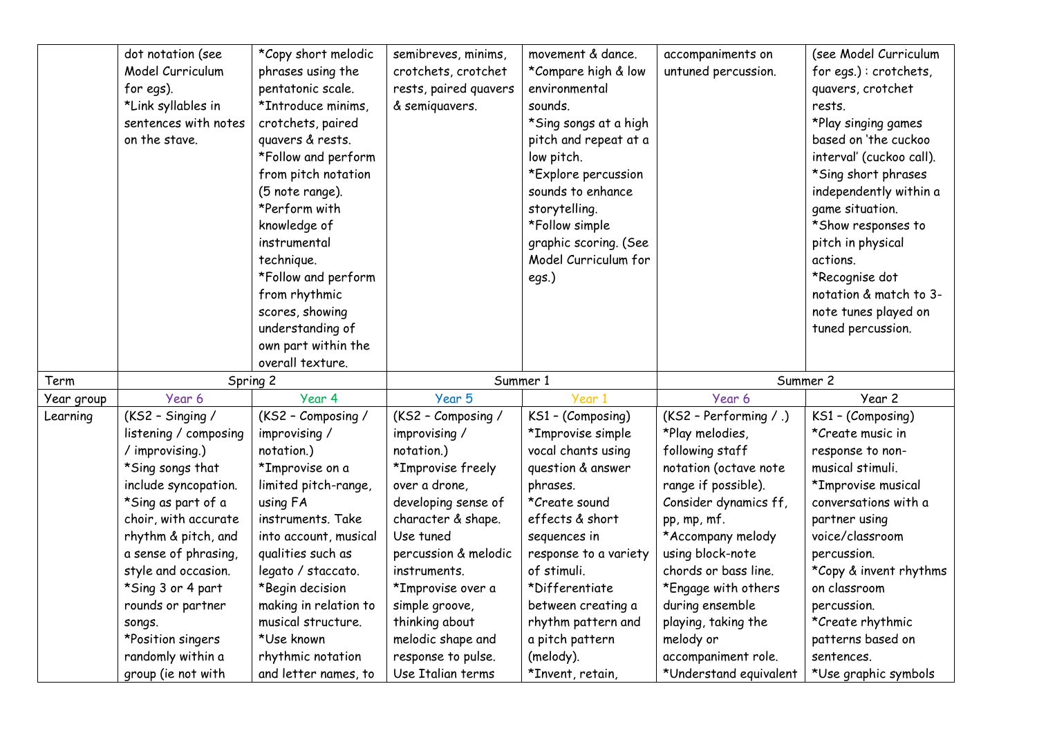| | dot notation (see Model Curriculum for egs). *Link syllables in sentences with notes on the stave. | *Copy short melodic phrases using the pentatonic scale. *Introduce minims, crotchets, paired quavers & rests. *Follow and perform from pitch notation (5 note range). *Perform with knowledge of instrumental technique. *Follow and perform from rhythmic scores, showing understanding of own part within the overall texture. | semibreves, minims, crotchets, crotchet rests, paired quavers & semiquavers. | movement & dance. *Compare high & low environmental sounds. *Sing songs at a high pitch and repeat at a low pitch. *Explore percussion sounds to enhance storytelling. *Follow simple graphic scoring. (See Model Curriculum for egs.) | accompaniments on untuned percussion. | (see Model Curriculum for egs.) : crotchets, quavers, crotchet rests. *Play singing games based on 'the cuckoo interval' (cuckoo call). *Sing short phrases independently within a game situation. *Show responses to pitch in physical actions. *Recognise dot notation & match to 3-note tunes played on tuned percussion. |
|---|---|---|---|---|---|---|
| Term | Spring 2 | | Summer 1 | | Summer 2 | |
| Year group | Year 6 | Year 4 | Year 5 | Year 1 | Year 6 | Year 2 |
| Learning | (KS2 – Singing / listening / composing / improvising.) *Sing songs that include syncopation. *Sing as part of a choir, with accurate rhythm & pitch, and a sense of phrasing, style and occasion. *Sing 3 or 4 part rounds or partner songs. *Position singers randomly within a group (ie not with | (KS2 – Composing / improvising / notation.) *Improvise on a limited pitch-range, using FA instruments. Take into account, musical qualities such as legato / staccato. *Begin decision making in relation to musical structure. *Use known rhythmic notation and letter names, to | (KS2 – Composing / improvising / notation.) *Improvise freely over a drone, developing sense of character & shape. Use tuned percussion & melodic instruments. *Improvise over a simple groove, thinking about melodic shape and response to pulse. Use Italian terms | KS1 – (Composing) *Improvise simple vocal chants using question & answer phrases. *Create sound effects & short sequences in response to a variety of stimuli. *Differentiate between creating a rhythm pattern and a pitch pattern (melody). *Invent, retain, | (KS2 – Performing / .) *Play melodies, following staff notation (octave note range if possible). Consider dynamics ff, pp, mp, mf. *Accompany melody using block-note chords or bass line. *Engage with others during ensemble playing, taking the melody or accompaniment role. *Understand equivalent | KS1 – (Composing) *Create music in response to non-musical stimuli. *Improvise musical conversations with a partner using voice/classroom percussion. *Copy & invent rhythms on classroom percussion. *Create rhythmic patterns based on sentences. *Use graphic symbols |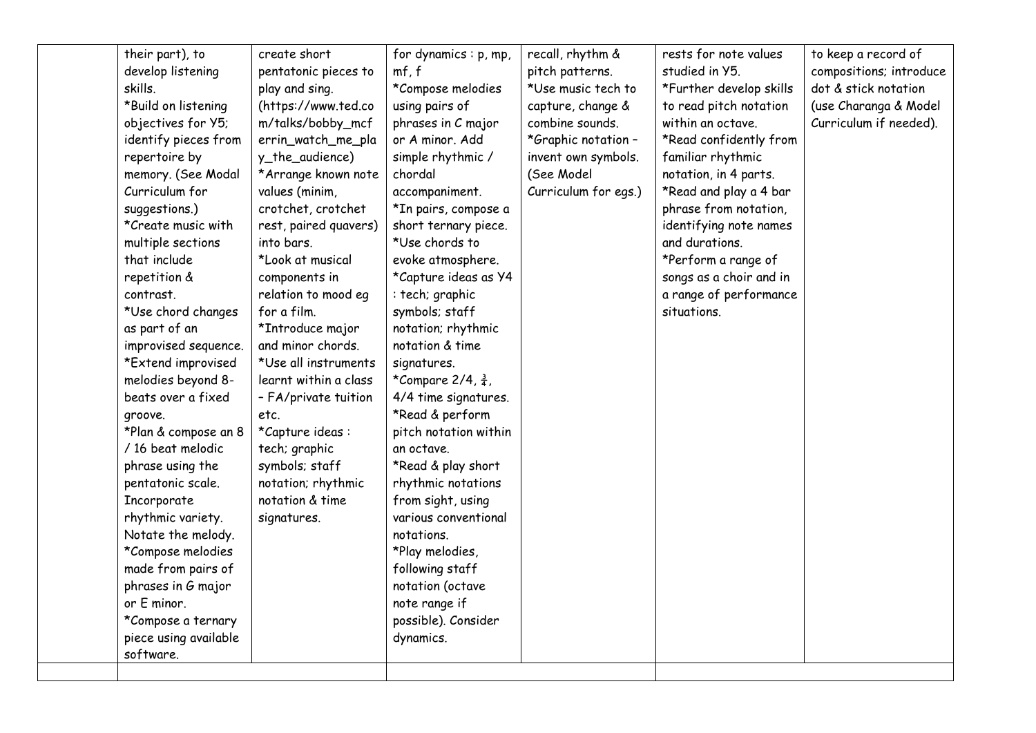|  |  |  |  |  |  |  |
|---|---|---|---|---|---|---|
|  | their part), to develop listening skills.<br>*Build on listening objectives for Y5; identify pieces from repertoire by memory. (See Modal Curriculum for suggestions.)<br>*Create music with multiple sections that include repetition & contrast.<br>*Use chord changes as part of an improvised sequence.<br>*Extend improvised melodies beyond 8-beats over a fixed groove.<br>*Plan & compose an 8 / 16 beat melodic phrase using the pentatonic scale. Incorporate rhythmic variety. Notate the melody.<br>*Compose melodies made from pairs of phrases in G major or E minor.<br>*Compose a ternary piece using available software. | create short pentatonic pieces to play and sing. (https://www.ted.com/talks/bobby_mcferrin_watch_me_play_the_audience)<br>*Arrange known note values (minim, crotchet, crotchet rest, paired quavers) into bars.<br>*Look at musical components in relation to mood eg for a film.<br>*Introduce major and minor chords.<br>*Use all instruments learnt within a class – FA/private tuition etc.<br>*Capture ideas : tech; graphic symbols; staff notation; rhythmic notation & time signatures. | for dynamics : p, mp, mf, f<br>*Compose melodies using pairs of phrases in C major or A minor. Add simple rhythmic / chordal accompaniment.<br>*In pairs, compose a short ternary piece.<br>*Use chords to evoke atmosphere.<br>*Capture ideas as Y4 : tech; graphic symbols; staff notation; rhythmic notation & time signatures.<br>*Compare 2/4, $\frac{3}{4}$, 4/4 time signatures.<br>*Read & perform pitch notation within an octave.<br>*Read & play short rhythmic notations from sight, using various conventional notations.<br>*Play melodies, following staff notation (octave note range if possible). Consider dynamics. | recall, rhythm & pitch patterns.<br>*Use music tech to capture, change & combine sounds.<br>*Graphic notation – invent own symbols. (See Model Curriculum for egs.) | rests for note values studied in Y5.<br>*Further develop skills to read pitch notation within an octave.<br>*Read confidently from familiar rhythmic notation, in 4 parts.<br>*Read and play a 4 bar phrase from notation, identifying note names and durations.<br>*Perform a range of songs as a choir and in a range of performance situations. | to keep a record of compositions; introduce dot & stick notation (use Charanga & Model Curriculum if needed). |
|  |  |  |  |  |  |  |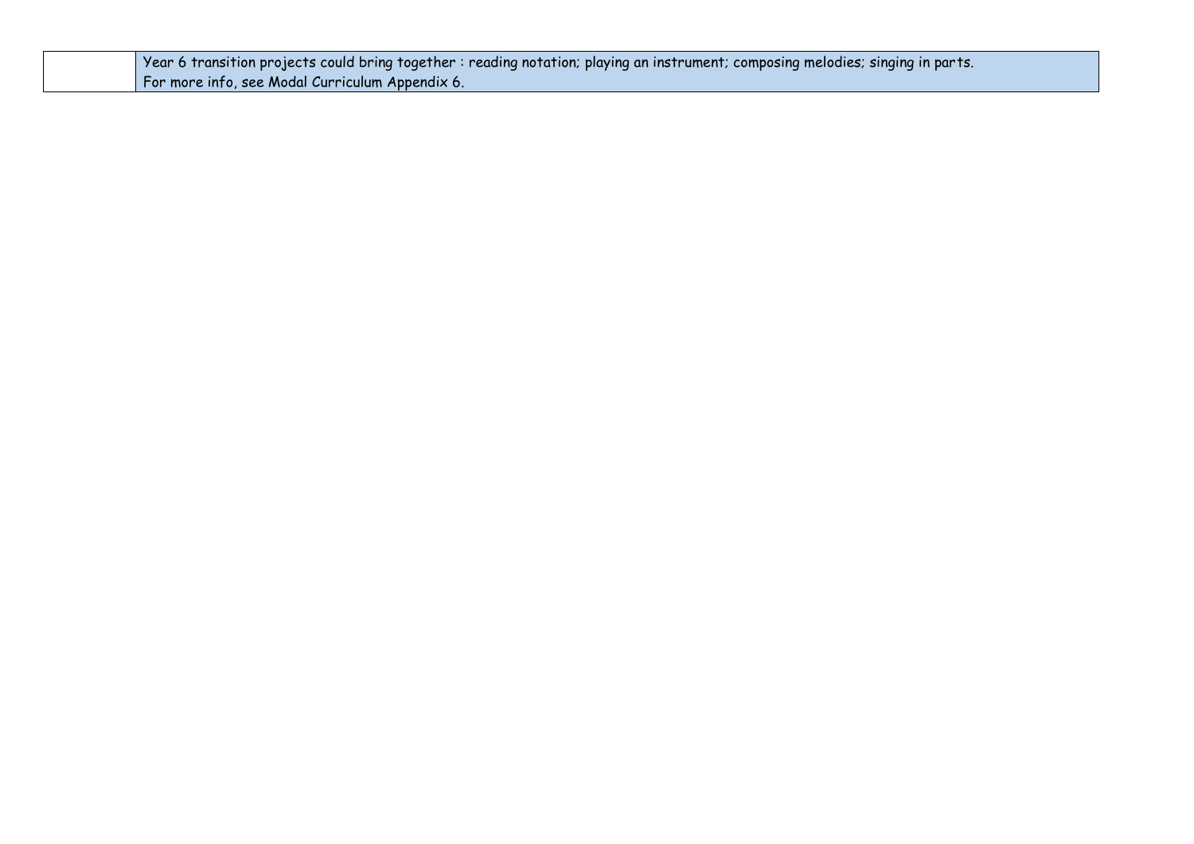| | |
|---|---|
| | Year 6 transition projects could bring together : reading notation; playing an instrument; composing melodies; singing in parts.<br>For more info, see Modal Curriculum Appendix 6. |